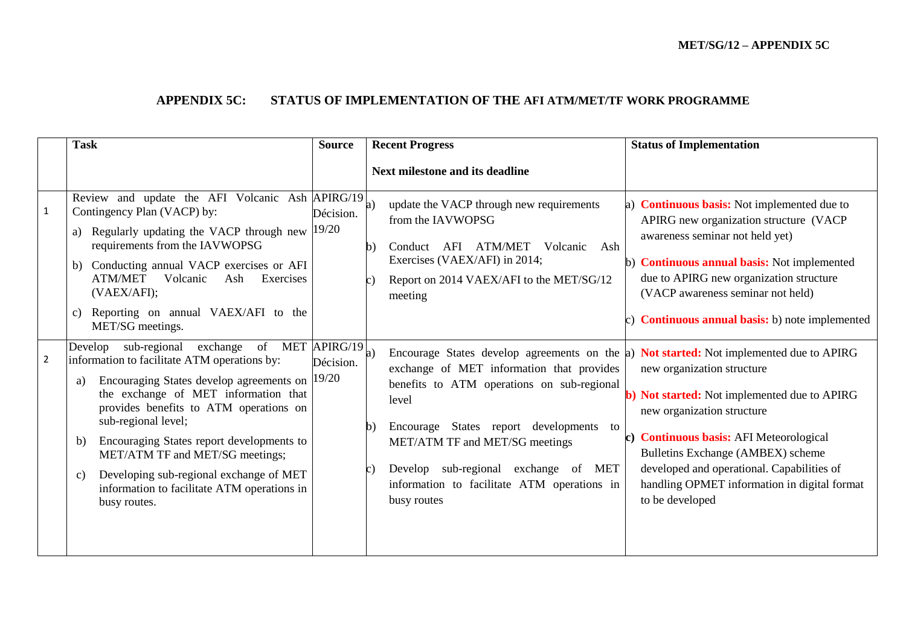MET/SG/12 – APPENDIX 5C

## APPENDIX 5C: STATUS OF IMPLEMENTATION OF THE AFI ATM/MET/TF WORK PROGRAMME

| | Task | Source | Recent Progress<br><br>Next milestone and its deadline | Status of Implementation |
|---|---|---|---|---|
| 1 | Review and update the AFI Volcanic Ash Contingency Plan (VACP) by:<br>a) Regularly updating the VACP through new requirements from the IAVWOPSG<br>b) Conducting annual VACP exercises or AFI ATM/MET Volcanic Ash Exercises (VAEX/AFI);<br>c) Reporting on annual VAEX/AFI to the MET/SG meetings. | APIRG/19 Décision. 19/20 | a) update the VACP through new requirements from the IAVWOPSG<br>b) Conduct AFI ATM/MET Volcanic Ash Exercises (VAEX/AFI) in 2014;<br>c) Report on 2014 VAEX/AFI to the MET/SG/12 meeting | a) **Continuous basis:** Not implemented due to APIRG new organization structure (VACP awareness seminar not held yet)<br>b) **Continuous annual basis:** Not implemented due to APIRG new organization structure (VACP awareness seminar not held)<br>c) **Continuous annual basis:** b) note implemented |
| 2 | Develop sub-regional exchange of MET information to facilitate ATM operations by:<br>a) Encouraging States develop agreements on the exchange of MET information that provides benefits to ATM operations on sub-regional level;<br>b) Encouraging States report developments to MET/ATM TF and MET/SG meetings;<br>c) Developing sub-regional exchange of MET information to facilitate ATM operations in busy routes. | APIRG/19 Décision. 19/20 | a) Encourage States develop agreements on the exchange of MET information that provides benefits to ATM operations on sub-regional level<br>b) Encourage States report developments to MET/ATM TF and MET/SG meetings<br>c) Develop sub-regional exchange of MET information to facilitate ATM operations in busy routes | a) **Not started:** Not implemented due to APIRG new organization structure<br>**b) Not started:** Not implemented due to APIRG new organization structure<br>**c) Continuous basis:** AFI Meteorological Bulletins Exchange (AMBEX) scheme developed and operational. Capabilities of handling OPMET information in digital format to be developed |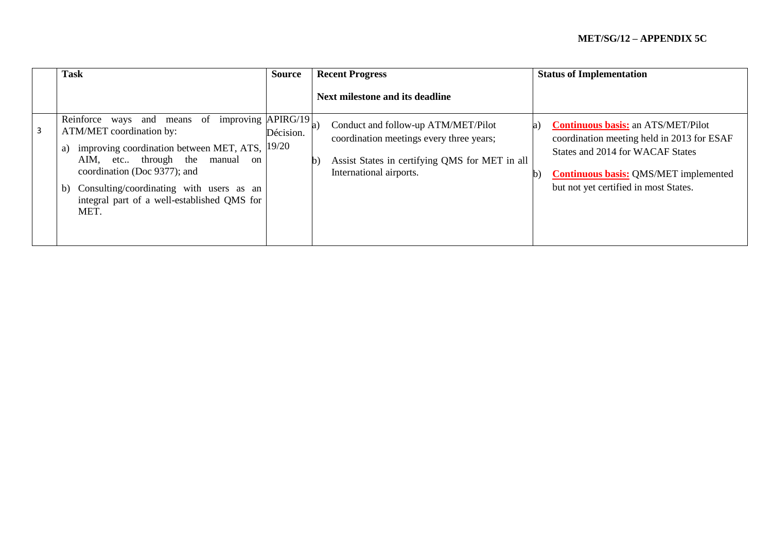| | Task | Source | Recent Progress<br><br>Next milestone and its deadline | Status of Implementation |
|---|---|---|---|---|
| 3 | Reinforce ways and means of improving ATM/MET coordination by:<br>a) improving coordination between MET, ATS, AIM, etc.. through the manual on coordination (Doc 9377); and<br>b) Consulting/coordinating with users as an integral part of a well-established QMS for MET. | APIRG/19 Décision. 19/20 | a) Conduct and follow-up ATM/MET/Pilot coordination meetings every three years;<br>b) Assist States in certifying QMS for MET in all International airports. | a) **Continuous basis:** an ATS/MET/Pilot coordination meeting held in 2013 for ESAF States and 2014 for WACAF States<br>b) **Continuous basis:** QMS/MET implemented but not yet certified in most States. |